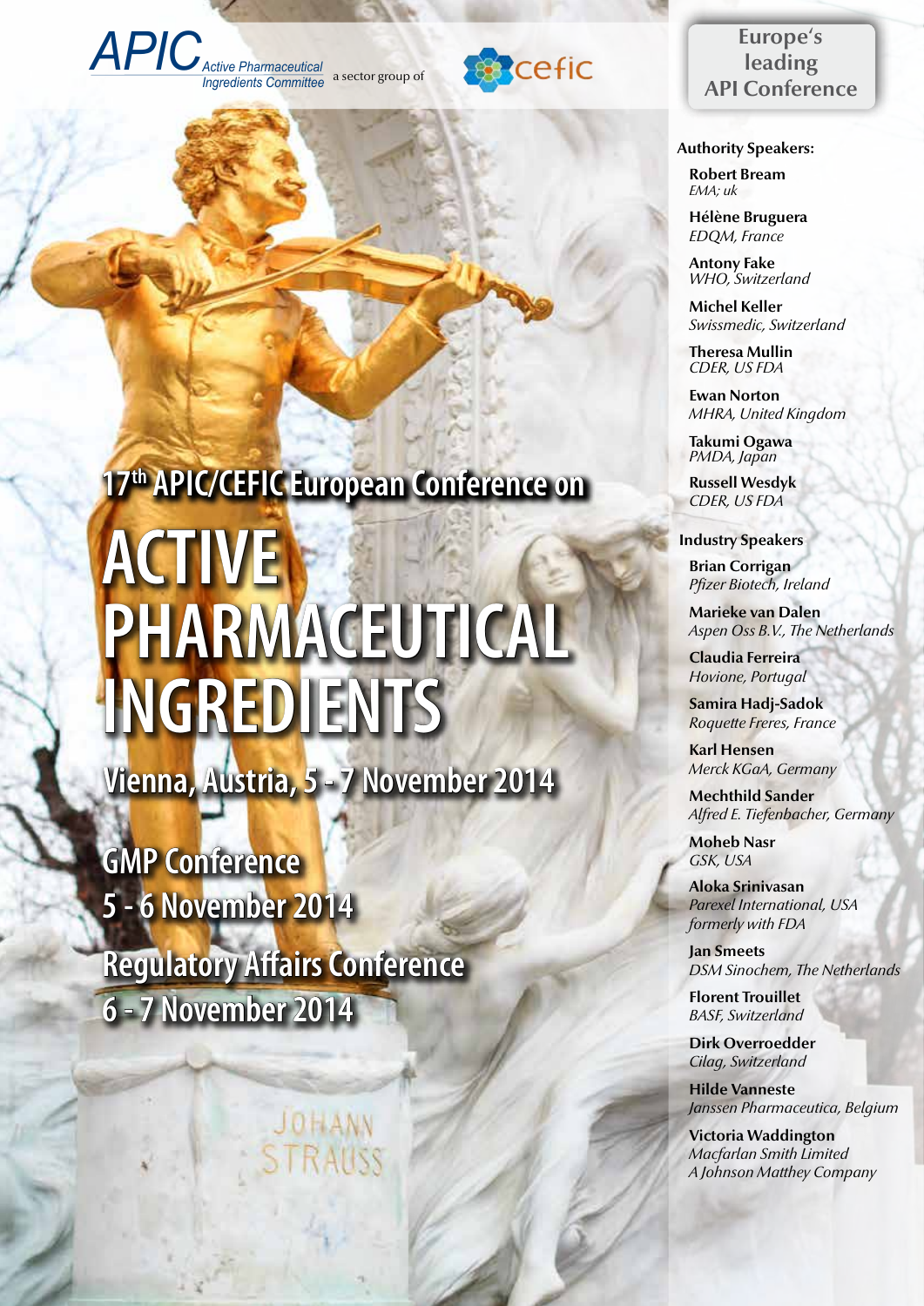APIC Active Pharmaceutical Ingredients Committee a sector group of cefic

Europe's leading API Conference

# 17[th] APIC/CEFIC European Conference on

# ACTIVE PHARMACEUTICAL INGREDIENTS

## Vienna, Austria, 5 - 7 November 2014

## GMP Conference 5 - 6 November 2014

## Regulatory Affairs Conference 6 - 7 November 2014

**Authority Speakers:**

**Robert Bream**
*EMA; uk*

**Hélène Bruguera**
*EDQM, France*

**Antony Fake**
*WHO, Switzerland*

**Michel Keller**
*Swissmedic, Switzerland*

**Theresa Mullin**
*CDER, US FDA*

**Ewan Norton**
*MHRA, United Kingdom*

**Takumi Ogawa**
*PMDA, Japan*

**Russell Wesdyk**
*CDER, US FDA*

**Industry Speakers**

**Brian Corrigan**
*Pfizer Biotech, Ireland*

**Marieke van Dalen**
*Aspen Oss B.V., The Netherlands*

**Claudia Ferreira**
*Hovione, Portugal*

**Samira Hadj-Sadok**
*Roquette Freres, France*

**Karl Hensen**
*Merck KGaA, Germany*

**Mechthild Sander**
*Alfred E. Tiefenbacher, Germany*

**Moheb Nasr**
*GSK, USA*

**Aloka Srinivasan**
*Parexel International, USA formerly with FDA*

**Jan Smeets**
*DSM Sinochem, The Netherlands*

**Florent Trouillet**
*BASF, Switzerland*

**Dirk Overroedder**
*Cilag, Switzerland*

**Hilde Vanneste**
*Janssen Pharmaceutica, Belgium*

**Victoria Waddington**
*Macfarlan Smith Limited A Johnson Matthey Company*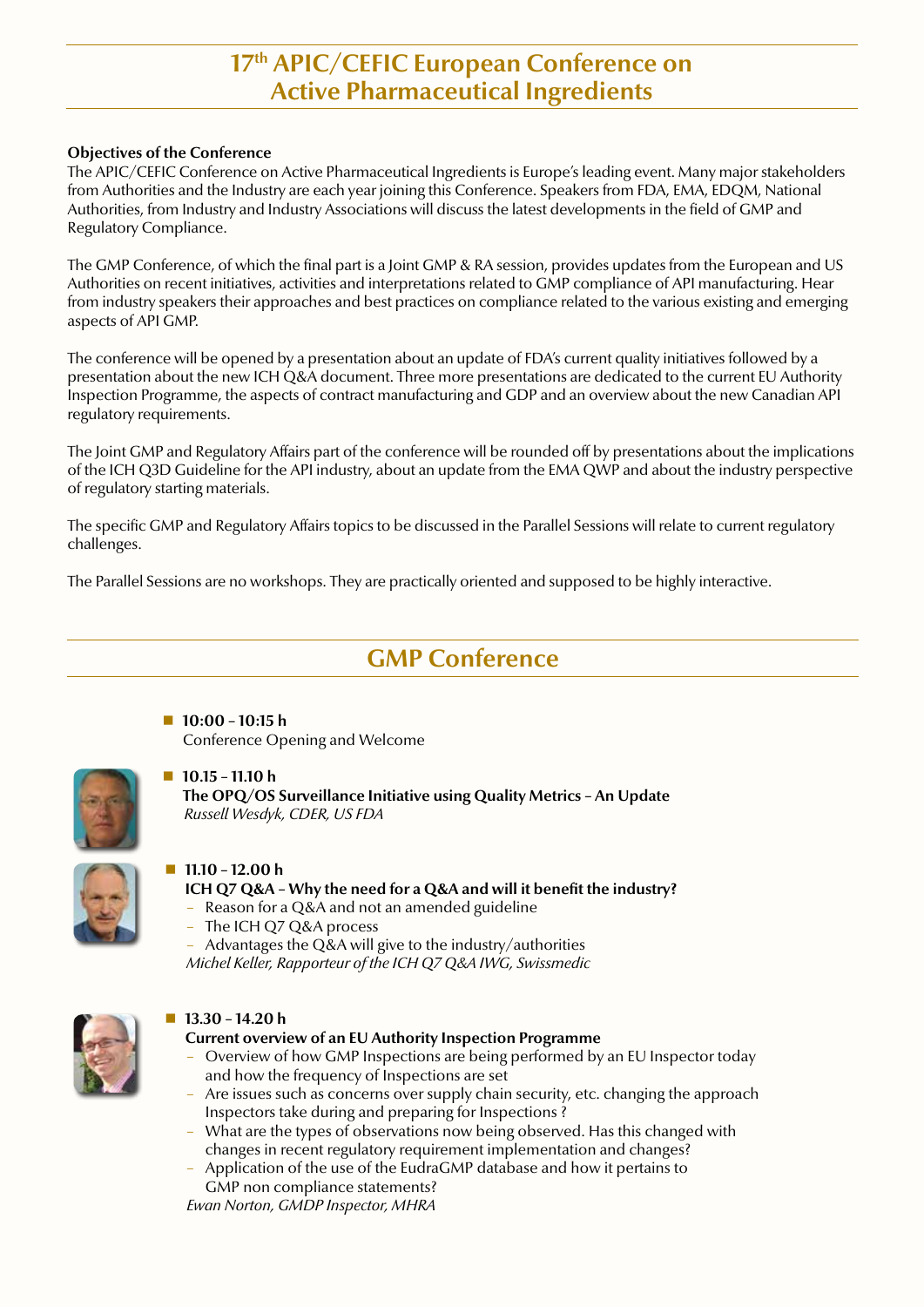# 17th APIC/CEFIC European Conference on Active Pharmaceutical Ingredients

**Objectives of the Conference**

The APIC/CEFIC Conference on Active Pharmaceutical Ingredients is Europe's leading event. Many major stakeholders from Authorities and the Industry are each year joining this Conference. Speakers from FDA, EMA, EDQM, National Authorities, from Industry and Industry Associations will discuss the latest developments in the field of GMP and Regulatory Compliance.

The GMP Conference, of which the final part is a Joint GMP & RA session, provides updates from the European and US Authorities on recent initiatives, activities and interpretations related to GMP compliance of API manufacturing. Hear from industry speakers their approaches and best practices on compliance related to the various existing and emerging aspects of API GMP.

The conference will be opened by a presentation about an update of FDA's current quality initiatives followed by a presentation about the new ICH Q&A document. Three more presentations are dedicated to the current EU Authority Inspection Programme, the aspects of contract manufacturing and GDP and an overview about the new Canadian API regulatory requirements.

The Joint GMP and Regulatory Affairs part of the conference will be rounded off by presentations about the implications of the ICH Q3D Guideline for the API industry, about an update from the EMA QWP and about the industry perspective of regulatory starting materials.

The specific GMP and Regulatory Affairs topics to be discussed in the Parallel Sessions will relate to current regulatory challenges.

The Parallel Sessions are no workshops. They are practically oriented and supposed to be highly interactive.

## GMP Conference

- **10:00 – 10:15 h**
  Conference Opening and Welcome

- **10.15 – 11.10 h**
  **The OPQ/OS Surveillance Initiative using Quality Metrics – An Update**
  *Russell Wesdyk, CDER, US FDA*

- **11.10 – 12.00 h**
  **ICH Q7 Q&A – Why the need for a Q&A and will it benefit the industry?**
  - Reason for a Q&A and not an amended guideline
  - The ICH Q7 Q&A process
  - Advantages the Q&A will give to the industry/authorities

  *Michel Keller, Rapporteur of the ICH Q7 Q&A IWG, Swissmedic*

- **13.30 – 14.20 h**
  **Current overview of an EU Authority Inspection Programme**
  - Overview of how GMP Inspections are being performed by an EU Inspector today and how the frequency of Inspections are set
  - Are issues such as concerns over supply chain security, etc. changing the approach Inspectors take during and preparing for Inspections ?
  - What are the types of observations now being observed. Has this changed with changes in recent regulatory requirement implementation and changes?
  - Application of the use of the EudraGMP database and how it pertains to GMP non compliance statements?

  *Ewan Norton, GMDP Inspector, MHRA*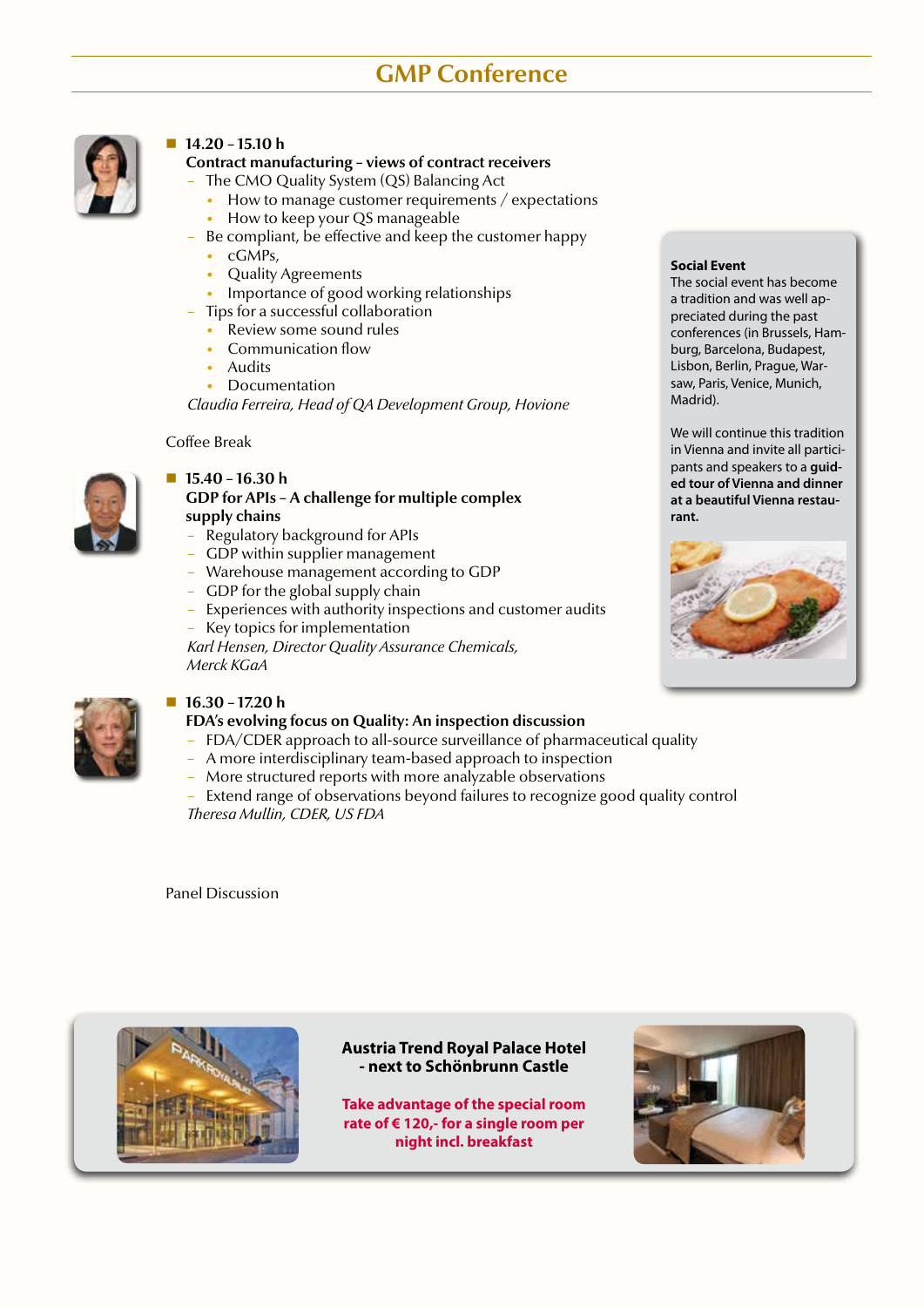## GMP Conference

- **14.20 – 15.10 h**
  **Contract manufacturing – views of contract receivers**
  - The CMO Quality System (QS) Balancing Act
    - How to manage customer requirements / expectations
    - How to keep your QS manageable
  - Be compliant, be effective and keep the customer happy
    - cGMPs,
    - Quality Agreements
    - Importance of good working relationships
  - Tips for a successful collaboration
    - Review some sound rules
    - Communication flow
    - Audits
    - Documentation

  *Claudia Ferreira, Head of QA Development Group, Hovione*

Coffee Break

- **15.40 – 16.30 h**
  **GDP for APIs – A challenge for multiple complex supply chains**
  - Regulatory background for APIs
  - GDP within supplier management
  - Warehouse management according to GDP
  - GDP for the global supply chain
  - Experiences with authority inspections and customer audits
  - Key topics for implementation

  *Karl Hensen, Director Quality Assurance Chemicals, Merck KGaA*

- **16.30 – 17.20 h**
  **FDA's evolving focus on Quality: An inspection discussion**
  - FDA/CDER approach to all-source surveillance of pharmaceutical quality
  - A more interdisciplinary team-based approach to inspection
  - More structured reports with more analyzable observations
  - Extend range of observations beyond failures to recognize good quality control

  *Theresa Mullin, CDER, US FDA*

Panel Discussion

**Social Event**

The social event has become a tradition and was well appreciated during the past conferences (in Brussels, Hamburg, Barcelona, Budapest, Lisbon, Berlin, Prague, Warsaw, Paris, Venice, Munich, Madrid).

We will continue this tradition in Vienna and invite all participants and speakers to a **guided tour of Vienna and dinner at a beautiful Vienna restaurant.**

**Austria Trend Royal Palace Hotel - next to Schönbrunn Castle**

**Take advantage of the special room rate of € 120,- for a single room per night incl. breakfast**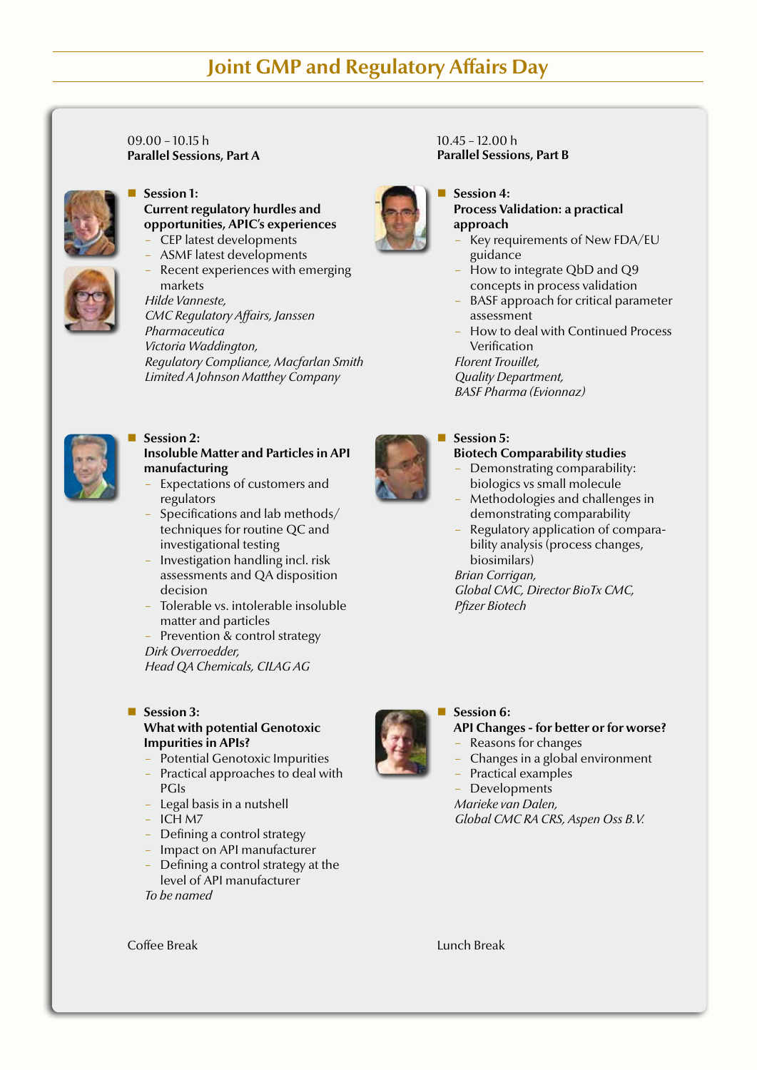# Joint GMP and Regulatory Affairs Day

09.00 – 10.15 h
**Parallel Sessions, Part A**

- **Session 1:**
  **Current regulatory hurdles and opportunities, APIC's experiences**
  - CEP latest developments
  - ASMF latest developments
  - Recent experiences with emerging markets

  *Hilde Vanneste,*
  *CMC Regulatory Affairs, Janssen Pharmaceutica*
  *Victoria Waddington,*
  *Regulatory Compliance, Macfarlan Smith Limited A Johnson Matthey Company*

- **Session 2:**
  **Insoluble Matter and Particles in API manufacturing**
  - Expectations of customers and regulators
  - Specifications and lab methods/ techniques for routine QC and investigational testing
  - Investigation handling incl. risk assessments and QA disposition decision
  - Tolerable vs. intolerable insoluble matter and particles
  - Prevention & control strategy

  *Dirk Overroedder,*
  *Head QA Chemicals, CILAG AG*

- **Session 3:**
  **What with potential Genotoxic Impurities in APIs?**
  - Potential Genotoxic Impurities
  - Practical approaches to deal with PGIs
  - Legal basis in a nutshell
  - ICH M7
  - Defining a control strategy
  - Impact on API manufacturer
  - Defining a control strategy at the level of API manufacturer

  *To be named*

Coffee Break

10.45 – 12.00 h
**Parallel Sessions, Part B**

- **Session 4:**
  **Process Validation: a practical approach**
  - Key requirements of New FDA/EU guidance
  - How to integrate QbD and Q9 concepts in process validation
  - BASF approach for critical parameter assessment
  - How to deal with Continued Process Verification

  *Florent Trouillet,*
  *Quality Department,*
  *BASF Pharma (Evionnaz)*

- **Session 5:**
  **Biotech Comparability studies**
  - Demonstrating comparability: biologics vs small molecule
  - Methodologies and challenges in demonstrating comparability
  - Regulatory application of comparability analysis (process changes, biosimilars)

  *Brian Corrigan,*
  *Global CMC, Director BioTx CMC,*
  *Pfizer Biotech*

- **Session 6:**
  **API Changes - for better or for worse?**
  - Reasons for changes
  - Changes in a global environment
  - Practical examples
  - Developments

  *Marieke van Dalen,*
  *Global CMC RA CRS, Aspen Oss B.V.*

Lunch Break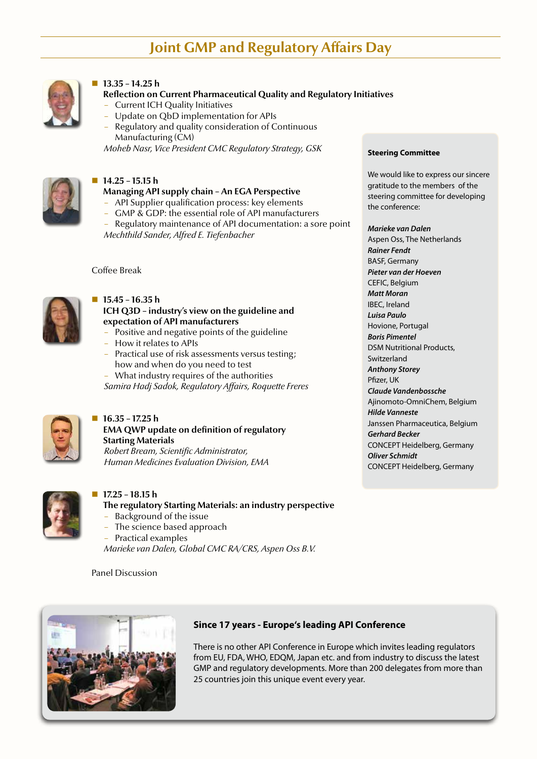# Joint GMP and Regulatory Affairs Day

- **13.35 – 14.25 h**
  **Reflection on Current Pharmaceutical Quality and Regulatory Initiatives**
  - Current ICH Quality Initiatives
  - Update on QbD implementation for APIs
  - Regulatory and quality consideration of Continuous Manufacturing (CM)

  *Moheb Nasr, Vice President CMC Regulatory Strategy, GSK*

- **14.25 – 15.15 h**
  **Managing API supply chain – An EGA Perspective**
  - API Supplier qualification process: key elements
  - GMP & GDP: the essential role of API manufacturers
  - Regulatory maintenance of API documentation: a sore point

  *Mechthild Sander, Alfred E. Tiefenbacher*

Coffee Break

- **15.45 – 16.35 h**
  **ICH Q3D – industry's view on the guideline and expectation of API manufacturers**
  - Positive and negative points of the guideline
  - How it relates to APIs
  - Practical use of risk assessments versus testing; how and when do you need to test
  - What industry requires of the authorities

  *Samira Hadj Sadok, Regulatory Affairs, Roquette Freres*

- **16.35 – 17.25 h**
  **EMA QWP update on definition of regulatory Starting Materials**

  *Robert Bream, Scientific Administrator, Human Medicines Evaluation Division, EMA*

- **17.25 – 18.15 h**
  **The regulatory Starting Materials: an industry perspective**
  - Background of the issue
  - The science based approach
  - Practical examples

  *Marieke van Dalen, Global CMC RA/CRS, Aspen Oss B.V.*

Panel Discussion

**Steering Committee**

We would like to express our sincere gratitude to the members of the steering committee for developing the conference:

***Marieke van Dalen***
Aspen Oss, The Netherlands
***Rainer Fendt***
BASF, Germany
***Pieter van der Hoeven***
CEFIC, Belgium
***Matt Moran***
IBEC, Ireland
***Luisa Paulo***
Hovione, Portugal
***Boris Pimentel***
DSM Nutritional Products, Switzerland
***Anthony Storey***
Pfizer, UK
***Claude Vandenbossche***
Ajinomoto-OmniChem, Belgium
***Hilde Vanneste***
Janssen Pharmaceutica, Belgium
***Gerhard Becker***
CONCEPT Heidelberg, Germany
***Oliver Schmidt***
CONCEPT Heidelberg, Germany

**Since 17 years - Europe's leading API Conference**

There is no other API Conference in Europe which invites leading regulators from EU, FDA, WHO, EDQM, Japan etc. and from industry to discuss the latest GMP and regulatory developments. More than 200 delegates from more than 25 countries join this unique event every year.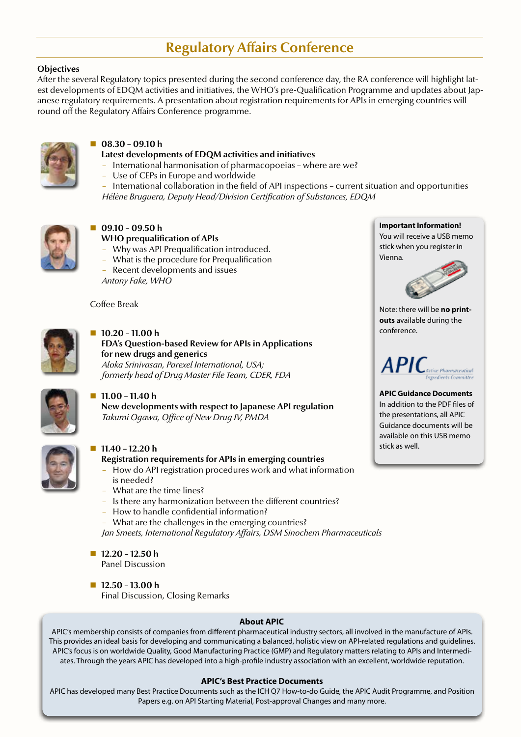# Regulatory Affairs Conference

**Objectives**

After the several Regulatory topics presented during the second conference day, the RA conference will highlight latest developments of EDQM activities and initiatives, the WHO's pre-Qualification Programme and updates about Japanese regulatory requirements. A presentation about registration requirements for APIs in emerging countries will round off the Regulatory Affairs Conference programme.

- **08.30 – 09.10 h**
  **Latest developments of EDQM activities and initiatives**
  - International harmonisation of pharmacopoeias – where are we?
  - Use of CEPs in Europe and worldwide
  - International collaboration in the field of API inspections – current situation and opportunities

  *Hélène Bruguera, Deputy Head/Division Certification of Substances, EDQM*

- **09.10 – 09.50 h**
  **WHO prequalification of APIs**
  - Why was API Prequalification introduced.
  - What is the procedure for Prequalification
  - Recent developments and issues

  *Antony Fake, WHO*

Coffee Break

- **10.20 – 11.00 h**
  **FDA's Question-based Review for APIs in Applications for new drugs and generics**
  *Aloka Srinivasan, Parexel International, USA; formerly head of Drug Master File Team, CDER, FDA*

- **11.00 – 11.40 h**
  **New developments with respect to Japanese API regulation**
  *Takumi Ogawa, Office of New Drug IV, PMDA*

- **11.40 – 12.20 h**
  **Registration requirements for APIs in emerging countries**
  - How do API registration procedures work and what information is needed?
  - What are the time lines?
  - Is there any harmonization between the different countries?
  - How to handle confidential information?
  - What are the challenges in the emerging countries?

  *Jan Smeets, International Regulatory Affairs, DSM Sinochem Pharmaceuticals*

- **12.20 – 12.50 h**
  Panel Discussion

- **12.50 – 13.00 h**
  Final Discussion, Closing Remarks

**Important Information!**
You will receive a USB memo stick when you register in Vienna.

Note: there will be **no print-outs** available during the conference.

APIC Active Pharmaceutical Ingredients Committee

**APIC Guidance Documents**
In addition to the PDF files of the presentations, all APIC Guidance documents will be available on this USB memo stick as well.

**About APIC**

APIC's membership consists of companies from different pharmaceutical industry sectors, all involved in the manufacture of APIs. This provides an ideal basis for developing and communicating a balanced, holistic view on API-related regulations and guidelines. APIC's focus is on worldwide Quality, Good Manufacturing Practice (GMP) and Regulatory matters relating to APIs and Intermediates. Through the years APIC has developed into a high-profile industry association with an excellent, worldwide reputation.

**APIC's Best Practice Documents**

APIC has developed many Best Practice Documents such as the ICH Q7 How-to-do Guide, the APIC Audit Programme, and Position Papers e.g. on API Starting Material, Post-approval Changes and many more.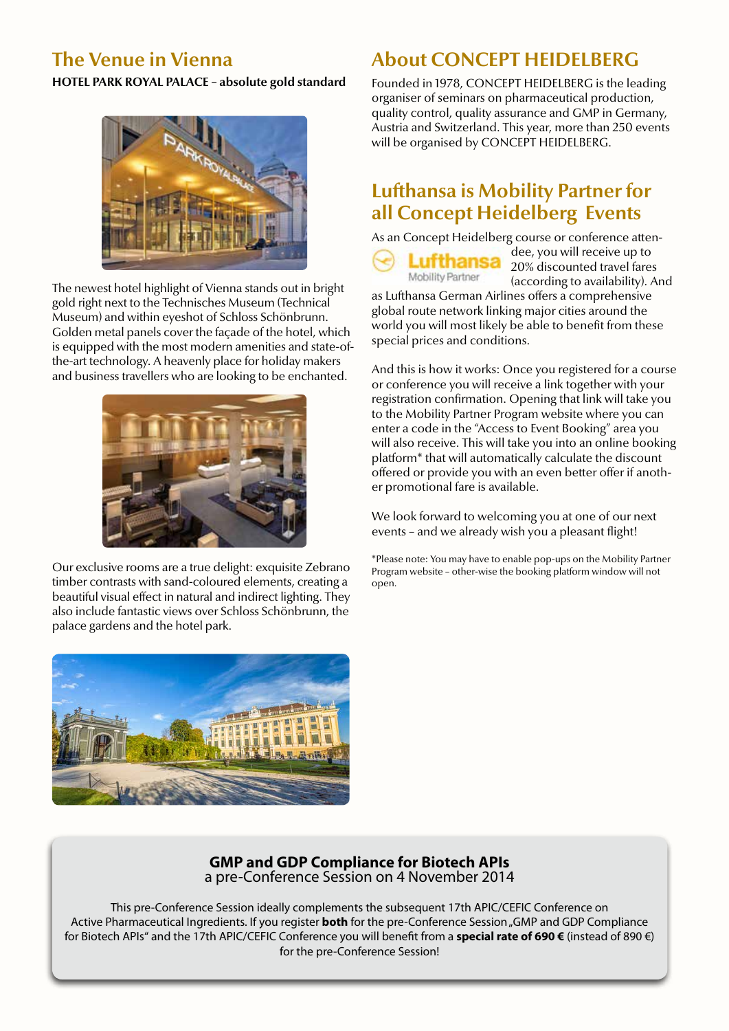## The Venue in Vienna

**HOTEL PARK ROYAL PALACE – absolute gold standard**

The newest hotel highlight of Vienna stands out in bright gold right next to the Technisches Museum (Technical Museum) and within eyeshot of Schloss Schönbrunn. Golden metal panels cover the façade of the hotel, which is equipped with the most modern amenities and state-of-the-art technology. A heavenly place for holiday makers and business travellers who are looking to be enchanted.

Our exclusive rooms are a true delight: exquisite Zebrano timber contrasts with sand-coloured elements, creating a beautiful visual effect in natural and indirect lighting. They also include fantastic views over Schloss Schönbrunn, the palace gardens and the hotel park.

## About CONCEPT HEIDELBERG

Founded in 1978, CONCEPT HEIDELBERG is the leading organiser of seminars on pharmaceutical production, quality control, quality assurance and GMP in Germany, Austria and Switzerland. This year, more than 250 events will be organised by CONCEPT HEIDELBERG.

## Lufthansa is Mobility Partner for all Concept Heidelberg Events

As an Concept Heidelberg course or conference attendee, you will receive up to 20% discounted travel fares (according to availability). And as Lufthansa German Airlines offers a comprehensive global route network linking major cities around the world you will most likely be able to benefit from these special prices and conditions.

And this is how it works: Once you registered for a course or conference you will receive a link together with your registration confirmation. Opening that link will take you to the Mobility Partner Program website where you can enter a code in the "Access to Event Booking" area you will also receive. This will take you into an online booking platform* that will automatically calculate the discount offered or provide you with an even better offer if another promotional fare is available.

We look forward to welcoming you at one of our next events – and we already wish you a pleasant flight!

*Please note: You may have to enable pop-ups on the Mobility Partner Program website – other-wise the booking platform window will not open.

---

**GMP and GDP Compliance for Biotech APIs**
a pre-Conference Session on 4 November 2014

This pre-Conference Session ideally complements the subsequent 17th APIC/CEFIC Conference on Active Pharmaceutical Ingredients. If you register **both** for the pre-Conference Session „GMP and GDP Compliance for Biotech APIs" and the 17th APIC/CEFIC Conference you will benefit from a **special rate of 690 €** (instead of 890 €) for the pre-Conference Session!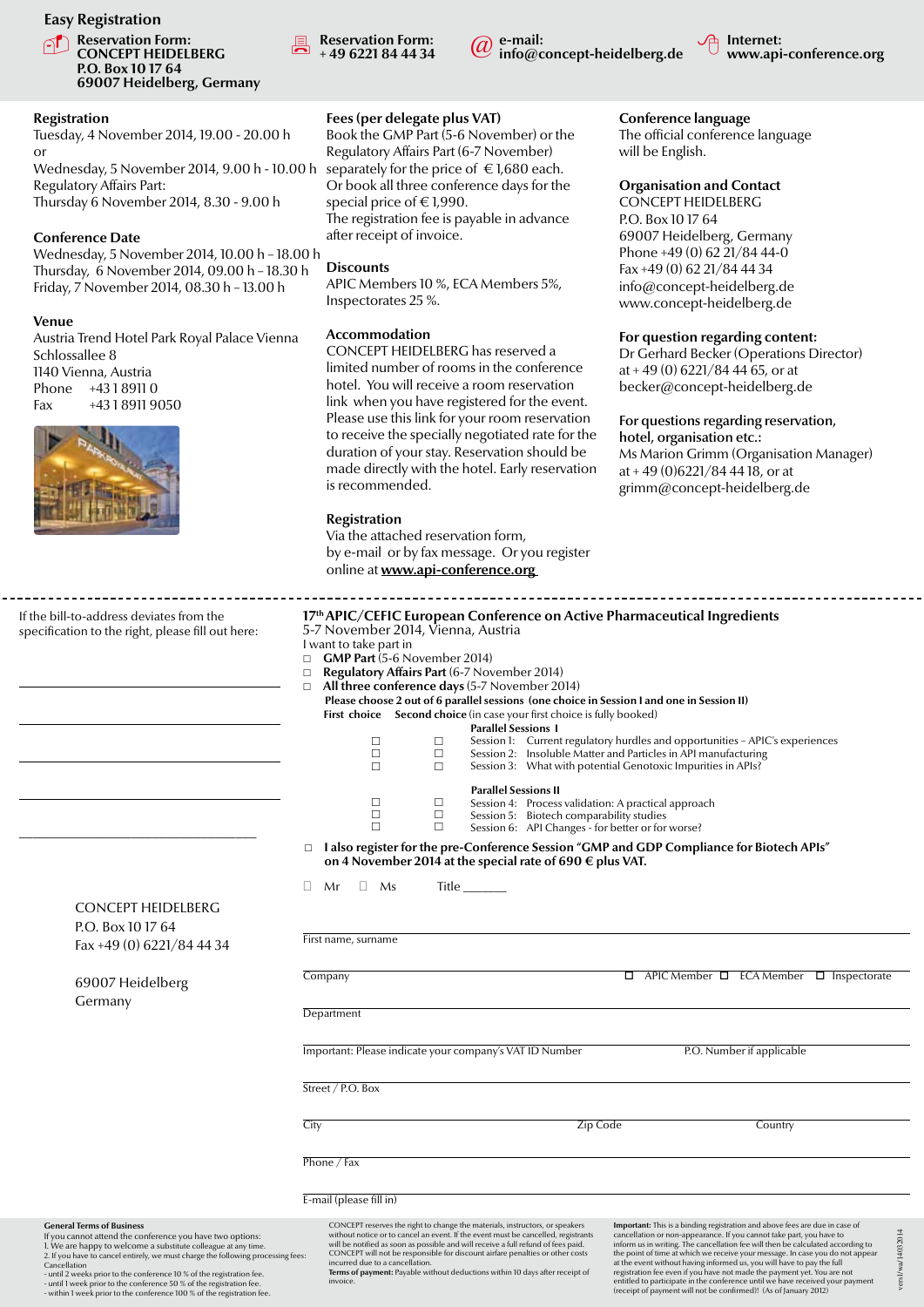## Easy Registration

**Reservation Form:**
**CONCEPT HEIDELBERG**
**P.O. Box 10 17 64**
**69007 Heidelberg, Germany**

**Reservation Form:**
**+ 49 6221 84 44 34**

**e-mail:**
**info@concept-heidelberg.de**

**Internet:**
**www.api-conference.org**

### Registration

Tuesday, 4 November 2014, 19.00 - 20.00 h
or
Wednesday, 5 November 2014, 9.00 h - 10.00 h
Regulatory Affairs Part:
Thursday 6 November 2014, 8.30 - 9.00 h

### Conference Date

Wednesday, 5 November 2014, 10.00 h – 18.00 h
Thursday, 6 November 2014, 09.00 h – 18.30 h
Friday, 7 November 2014, 08.30 h – 13.00 h

### Venue

Austria Trend Hotel Park Royal Palace Vienna
Schlossallee 8
1140 Vienna, Austria
Phone +43 1 89110
Fax +43 1 8911 9050

### Fees (per delegate plus VAT)

Book the GMP Part (5-6 November) or the Regulatory Affairs Part (6-7 November) separately for the price of € 1,680 each. Or book all three conference days for the special price of € 1,990.
The registration fee is payable in advance after receipt of invoice.

### Discounts

APIC Members 10 %, ECA Members 5%, Inspectorates 25 %.

### Accommodation

CONCEPT HEIDELBERG has reserved a limited number of rooms in the conference hotel. You will receive a room reservation link when you have registered for the event. Please use this link for your room reservation to receive the specially negotiated rate for the duration of your stay. Reservation should be made directly with the hotel. Early reservation is recommended.

### Registration

Via the attached reservation form, by e-mail or by fax message. Or you register online at **www.api-conference.org**

### Conference language

The official conference language will be English.

### Organisation and Contact

CONCEPT HEIDELBERG
P.O. Box 10 17 64
69007 Heidelberg, Germany
Phone +49 (0) 62 21/84 44-0
Fax +49 (0) 62 21/84 44 34
info@concept-heidelberg.de
www.concept-heidelberg.de

### For question regarding content:

Dr Gerhard Becker (Operations Director) at + 49 (0) 6221/84 44 65, or at becker@concept-heidelberg.de

### For questions regarding reservation, hotel, organisation etc.:

Ms Marion Grimm (Organisation Manager) at + 49 (0)6221/84 44 18, or at grimm@concept-heidelberg.de

---

If the bill-to-address deviates from the specification to the right, please fill out here:

\_\_\_\_\_\_\_\_\_\_\_\_\_\_\_\_\_\_\_\_\_\_\_\_\_\_\_\_\_\_

\_\_\_\_\_\_\_\_\_\_\_\_\_\_\_\_\_\_\_\_\_\_\_\_\_\_\_\_\_\_

\_\_\_\_\_\_\_\_\_\_\_\_\_\_\_\_\_\_\_\_\_\_\_\_\_\_\_\_\_\_

\_\_\_\_\_\_\_\_\_\_\_\_\_\_\_\_\_\_\_\_\_\_\_\_\_\_\_\_\_\_

\_\_\_\_\_\_\_\_\_\_\_\_\_\_\_\_\_\_\_\_\_\_\_\_\_\_\_\_\_\_

CONCEPT HEIDELBERG
P.O. Box 10 17 64
Fax +49 (0) 6221/84 44 34

69007 Heidelberg
Germany

### 17th APIC/CEFIC European Conference on Active Pharmaceutical Ingredients

5-7 November 2014, Vienna, Austria

I want to take part in

- ☐ **GMP Part** (5-6 November 2014)
- ☐ **Regulatory Affairs Part** (6-7 November 2014)
- ☐ **All three conference days** (5-7 November 2014)

**Please choose 2 out of 6 parallel sessions (one choice in Session I and one in Session II)**

| First choice | Second choice (in case your first choice is fully booked) | |
|---|---|---|
| | | **Parallel Sessions I** |
| ☐ | ☐ | Session 1: Current regulatory hurdles and opportunities – APIC's experiences |
| ☐ | ☐ | Session 2: Insoluble Matter and Particles in API manufacturing |
| ☐ | ☐ | Session 3: What with potential Genotoxic Impurities in APIs? |
| | | **Parallel Sessions II** |
| ☐ | ☐ | Session 4: Process validation: A practical approach |
| ☐ | ☐ | Session 5: Biotech comparability studies |
| ☐ | ☐ | Session 6: API Changes - for better or for worse? |

☐ **I also register for the pre-Conference Session "GMP and GDP Compliance for Biotech APIs" on 4 November 2014 at the special rate of 690 € plus VAT.**

☐ Mr ☐ Ms Title \_\_\_\_\_\_\_

First name, surname

Company ☐ APIC Member ☐ ECA Member ☐ Inspectorate

Department

Important: Please indicate your company's VAT ID Number P.O. Number if applicable

Street / P.O. Box

City Zip Code Country

Phone / Fax

E-mail (please fill in)

**General Terms of Business**
If you cannot attend the conference you have two options:
1. We are happy to welcome a substitute colleague at any time.
2. If you have to cancel entirely, we must charge the following processing fees: Cancellation
- until 2 weeks prior to the conference 10 % of the registration fee.
- until 1 week prior to the conference 50 % of the registration fee.
- within 1 week prior to the conference 100 % of the registration fee.

CONCEPT reserves the right to change the materials, instructors, or speakers without notice or to cancel an event. If the event must be cancelled, registrants will be notified as soon as possible and will receive a full refund of fees paid. CONCEPT will not be responsible for discount airfare penalties or other costs incurred due to a cancellation.
**Terms of payment:** Payable without deductions within 10 days after receipt of invoice.

**Important:** This is a binding registration and above fees are due in case of cancellation or non-appearance. If you cannot take part, you have to inform us in writing. The cancellation fee will then be calculated according to the point of time at which we receive your message. In case you do not appear at the event without having informed us, you will have to pay the full registration fee even if you have not made the payment yet. You are not entitled to participate in the conference until we have received your payment (receipt of payment will not be confirmed)! (As of January 2012)

vers1/wa/14032014